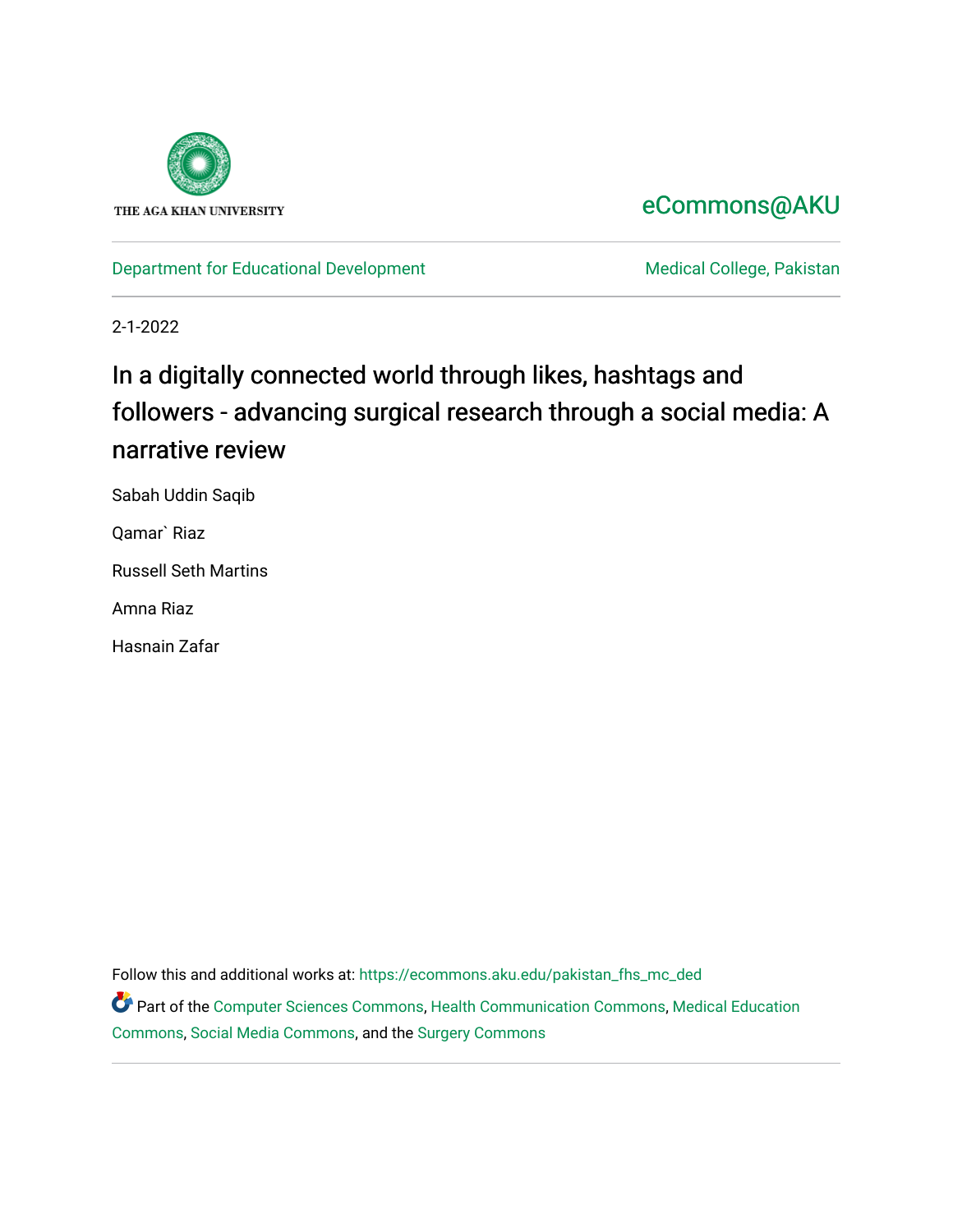THE AGA KHAN UNIVERSITY

eCommons@AKU

Department for Educational Development

Medical College, Pakistan

2-1-2022

# In a digitally connected world through likes, hashtags and followers - advancing surgical research through a social media: A narrative review

Sabah Uddin Saqib

Qamar` Riaz

Russell Seth Martins

Amna Riaz

Hasnain Zafar

Follow this and additional works at: https://ecommons.aku.edu/pakistan_fhs_mc_ded

Part of the Computer Sciences Commons, Health Communication Commons, Medical Education Commons, Social Media Commons, and the Surgery Commons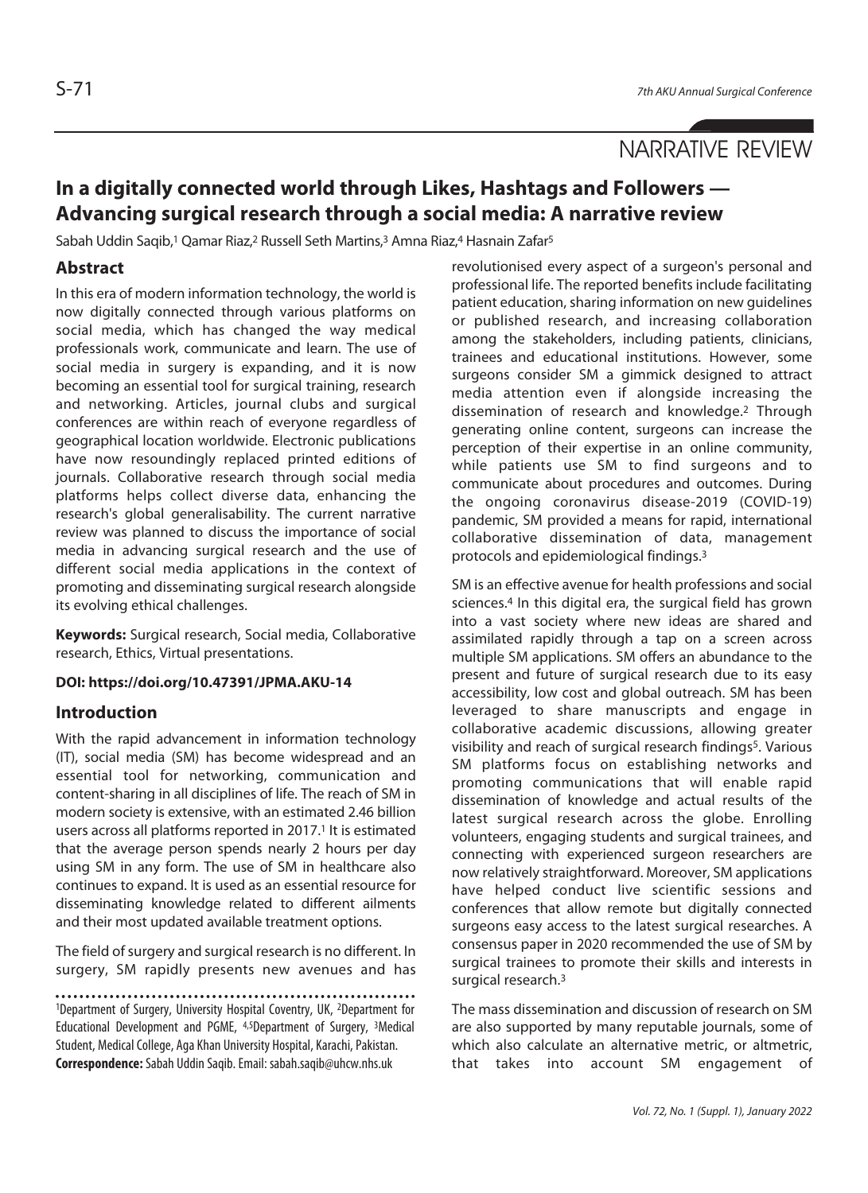NARRATIVE REVIEW

# In a digitally connected world through Likes, Hashtags and Followers — Advancing surgical research through a social media: A narrative review

Sabah Uddin Saqib,[1] Qamar Riaz,[2] Russell Seth Martins,[3] Amna Riaz,[4] Hasnain Zafar[5]

## Abstract

In this era of modern information technology, the world is now digitally connected through various platforms on social media, which has changed the way medical professionals work, communicate and learn. The use of social media in surgery is expanding, and it is now becoming an essential tool for surgical training, research and networking. Articles, journal clubs and surgical conferences are within reach of everyone regardless of geographical location worldwide. Electronic publications have now resoundingly replaced printed editions of journals. Collaborative research through social media platforms helps collect diverse data, enhancing the research's global generalisability. The current narrative review was planned to discuss the importance of social media in advancing surgical research and the use of different social media applications in the context of promoting and disseminating surgical research alongside its evolving ethical challenges.

**Keywords:** Surgical research, Social media, Collaborative research, Ethics, Virtual presentations.

**DOI: https://doi.org/10.47391/JPMA.AKU-14**

## Introduction

With the rapid advancement in information technology (IT), social media (SM) has become widespread and an essential tool for networking, communication and content-sharing in all disciplines of life. The reach of SM in modern society is extensive, with an estimated 2.46 billion users across all platforms reported in 2017.[1] It is estimated that the average person spends nearly 2 hours per day using SM in any form. The use of SM in healthcare also continues to expand. It is used as an essential resource for disseminating knowledge related to different ailments and their most updated available treatment options.

The field of surgery and surgical research is no different. In surgery, SM rapidly presents new avenues and has revolutionised every aspect of a surgeon's personal and professional life. The reported benefits include facilitating patient education, sharing information on new guidelines or published research, and increasing collaboration among the stakeholders, including patients, clinicians, trainees and educational institutions. However, some surgeons consider SM a gimmick designed to attract media attention even if alongside increasing the dissemination of research and knowledge.[2] Through generating online content, surgeons can increase the perception of their expertise in an online community, while patients use SM to find surgeons and to communicate about procedures and outcomes. During the ongoing coronavirus disease-2019 (COVID-19) pandemic, SM provided a means for rapid, international collaborative dissemination of data, management protocols and epidemiological findings.[3]

SM is an effective avenue for health professions and social sciences.[4] In this digital era, the surgical field has grown into a vast society where new ideas are shared and assimilated rapidly through a tap on a screen across multiple SM applications. SM offers an abundance to the present and future of surgical research due to its easy accessibility, low cost and global outreach. SM has been leveraged to share manuscripts and engage in collaborative academic discussions, allowing greater visibility and reach of surgical research findings[5]. Various SM platforms focus on establishing networks and promoting communications that will enable rapid dissemination of knowledge and actual results of the latest surgical research across the globe. Enrolling volunteers, engaging students and surgical trainees, and connecting with experienced surgeon researchers are now relatively straightforward. Moreover, SM applications have helped conduct live scientific sessions and conferences that allow remote but digitally connected surgeons easy access to the latest surgical researches. A consensus paper in 2020 recommended the use of SM by surgical trainees to promote their skills and interests in surgical research.[3]

The mass dissemination and discussion of research on SM are also supported by many reputable journals, some of which also calculate an alternative metric, or altmetric, that takes into account SM engagement of

---

[1]Department of Surgery, University Hospital Coventry, UK, [2]Department for Educational Development and PGME, [4,5]Department of Surgery, [3]Medical Student, Medical College, Aga Khan University Hospital, Karachi, Pakistan.

**Correspondence:** Sabah Uddin Saqib. Email: sabah.saqib@uhcw.nhs.uk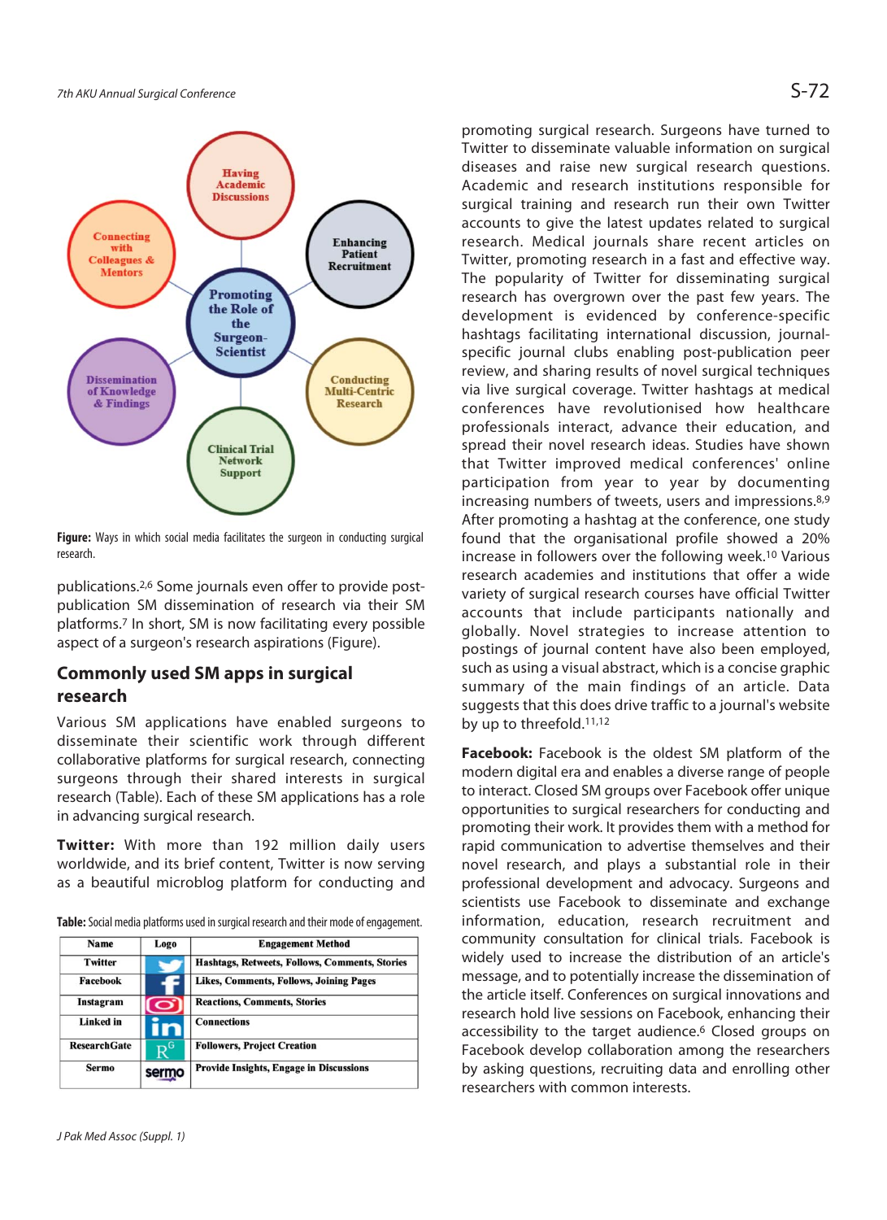**Figure:** Ways in which social media facilitates the surgeon in conducting surgical research.

publications.[2,6] Some journals even offer to provide post-publication SM dissemination of research via their SM platforms.[7] In short, SM is now facilitating every possible aspect of a surgeon's research aspirations (Figure).

## Commonly used SM apps in surgical research

Various SM applications have enabled surgeons to disseminate their scientific work through different collaborative platforms for surgical research, connecting surgeons through their shared interests in surgical research (Table). Each of these SM applications has a role in advancing surgical research.

**Twitter:** With more than 192 million daily users worldwide, and its brief content, Twitter is now serving as a beautiful microblog platform for conducting and promoting surgical research. Surgeons have turned to Twitter to disseminate valuable information on surgical diseases and raise new surgical research questions. Academic and research institutions responsible for surgical training and research run their own Twitter accounts to give the latest updates related to surgical research. Medical journals share recent articles on Twitter, promoting research in a fast and effective way. The popularity of Twitter for disseminating surgical research has overgrown over the past few years. The development is evidenced by conference-specific hashtags facilitating international discussion, journal-specific journal clubs enabling post-publication peer review, and sharing results of novel surgical techniques via live surgical coverage. Twitter hashtags at medical conferences have revolutionised how healthcare professionals interact, advance their education, and spread their novel research ideas. Studies have shown that Twitter improved medical conferences' online participation from year by year by documenting increasing numbers of tweets, users and impressions.[8,9] After promoting a hashtag at the conference, one study found that the organisational profile showed a 20% increase in followers over the following week.[10] Various research academies and institutions that offer a wide variety of surgical research courses have official Twitter accounts that include participants nationally and globally. Novel strategies to increase attention to postings of journal content have also been employed, such as using a visual abstract, which is a concise graphic summary of the main findings of an article. Data suggests that this does drive traffic to a journal's website by up to threefold.[11,12]

**Table:** Social media platforms used in surgical research and their mode of engagement.

| Name | Logo | Engagement Method |
|---|---|---|
| Twitter | | Hashtags, Retweets, Follows, Comments, Stories |
| Facebook | | Likes, Comments, Follows, Joining Pages |
| Instagram | | Reactions, Comments, Stories |
| Linked in | | Connections |
| ResearchGate | | Followers, Project Creation |
| Sermo | | Provide Insights, Engage in Discussions |

**Facebook:** Facebook is the oldest SM platform of the modern digital era and enables a diverse range of people to interact. Closed SM groups over Facebook offer unique opportunities to surgical researchers for conducting and promoting their work. It provides them with a method for rapid communication to advertise themselves and their novel research, and plays a substantial role in their professional development and advocacy. Surgeons and scientists use Facebook to disseminate and exchange information, education, research recruitment and community consultation for clinical trials. Facebook is widely used to increase the distribution of an article's message, and to potentially increase the dissemination of the article itself. Conferences on surgical innovations and research hold live sessions on Facebook, enhancing their accessibility to the target audience.[6] Closed groups on Facebook develop collaboration among the researchers by asking questions, recruiting data and enrolling other researchers with common interests.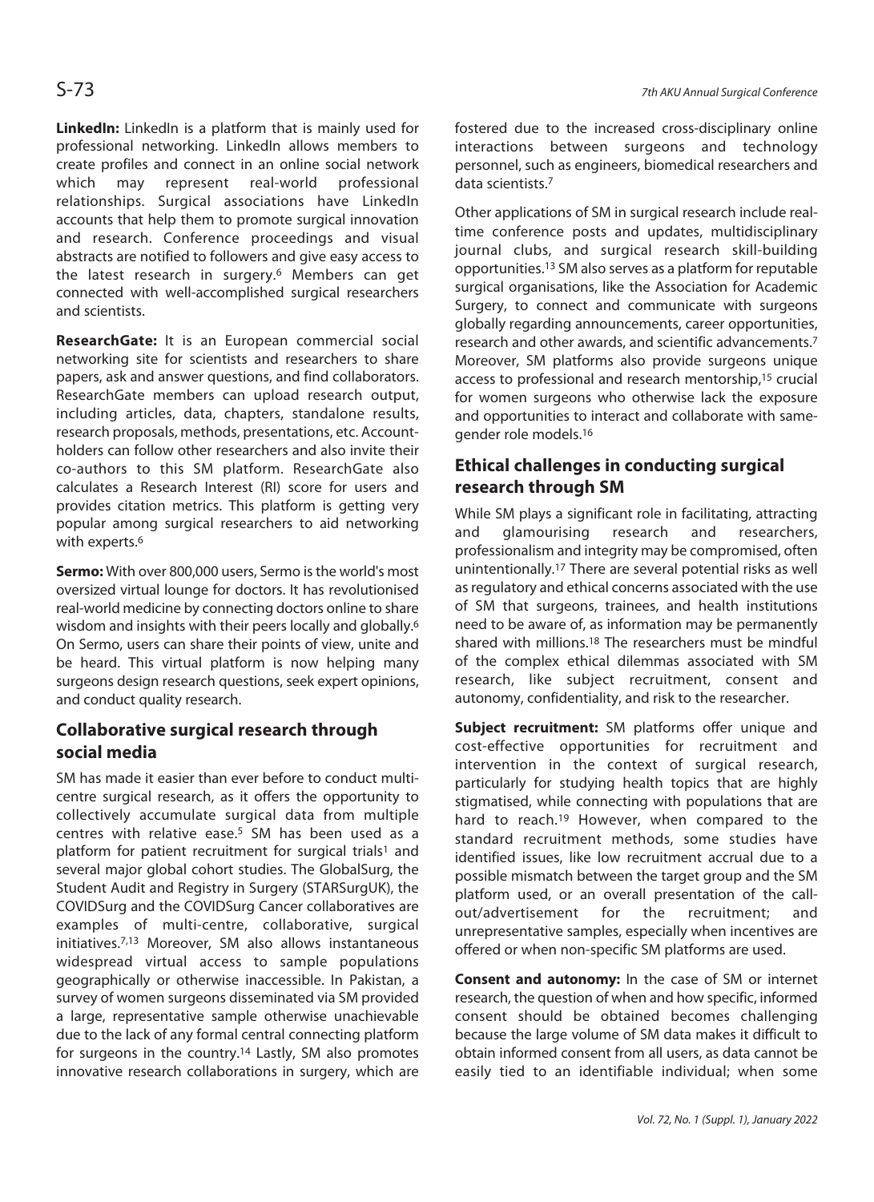**LinkedIn:** LinkedIn is a platform that is mainly used for professional networking. LinkedIn allows members to create profiles and connect in an online social network which may represent real-world professional relationships. Surgical associations have LinkedIn accounts that help them to promote surgical innovation and research. Conference proceedings and visual abstracts are notified to followers and give easy access to the latest research in surgery.[6] Members can get connected with well-accomplished surgical researchers and scientists.

**ResearchGate:** It is an European commercial social networking site for scientists and researchers to share papers, ask and answer questions, and find collaborators. ResearchGate members can upload research output, including articles, data, chapters, standalone results, research proposals, methods, presentations, etc. Account-holders can follow other researchers and also invite their co-authors to this SM platform. ResearchGate also calculates a Research Interest (RI) score for users and provides citation metrics. This platform is getting very popular among surgical researchers to aid networking with experts.[6]

**Sermo:** With over 800,000 users, Sermo is the world's most oversized virtual lounge for doctors. It has revolutionised real-world medicine by connecting doctors online to share wisdom and insights with their peers locally and globally.[6] On Sermo, users can share their points of view, unite and be heard. This virtual platform is now helping many surgeons design research questions, seek expert opinions, and conduct quality research.

## Collaborative surgical research through social media

SM has made it easier than ever before to conduct multi-centre surgical research, as it offers the opportunity to collectively accumulate surgical data from multiple centres with relative ease.[5] SM has been used as a platform for patient recruitment for surgical trials[1] and several major global cohort studies. The GlobalSurg, the Student Audit and Registry in Surgery (STARSurgUK), the COVIDSurg and the COVIDSurg Cancer collaboratives are examples of multi-centre, collaborative, surgical initiatives.[7,13] Moreover, SM also allows instantaneous widespread virtual access to sample populations geographically or otherwise inaccessible. In Pakistan, a survey of women surgeons disseminated via SM provided a large, representative sample otherwise unachievable due to the lack of any formal central connecting platform for surgeons in the country.[14] Lastly, SM also promotes innovative research collaborations in surgery, which are fostered due to the increased cross-disciplinary online interactions between surgeons and technology personnel, such as engineers, biomedical researchers and data scientists.[7]

Other applications of SM in surgical research include real-time conference posts and updates, multidisciplinary journal clubs, and surgical research skill-building opportunities.[13] SM also serves as a platform for reputable surgical organisations, like the Association for Academic Surgery, to connect and communicate with surgeons globally regarding announcements, career opportunities, research and other awards, and scientific advancements.[7] Moreover, SM platforms also provide surgeons unique access to professional and research mentorship,[15] crucial for women surgeons who otherwise lack the exposure and opportunities to interact and collaborate with same-gender role models.[16]

## Ethical challenges in conducting surgical research through SM

While SM plays a significant role in facilitating, attracting and glamourising research and researchers, professionalism and integrity may be compromised, often unintentionally.[17] There are several potential risks as well as regulatory and ethical concerns associated with the use of SM that surgeons, trainees, and health institutions need to be aware of, as information may be permanently shared with millions.[18] The researchers must be mindful of the complex ethical dilemmas associated with SM research, like subject recruitment, consent and autonomy, confidentiality, and risk to the researcher.

**Subject recruitment:** SM platforms offer unique and cost-effective opportunities for recruitment and intervention in the context of surgical research, particularly for studying health topics that are highly stigmatised, while connecting with populations that are hard to reach.[19] However, when compared to the standard recruitment methods, some studies have identified issues, like low recruitment accrual due to a possible mismatch between the target group and the SM platform used, or an overall presentation of the call-out/advertisement for the recruitment; and unrepresentative samples, especially when incentives are offered or when non-specific SM platforms are used.

**Consent and autonomy:** In the case of SM or internet research, the question of when and how specific, informed consent should be obtained becomes challenging because the large volume of SM data makes it difficult to obtain informed consent from all users, as data cannot be easily tied to an identifiable individual; when some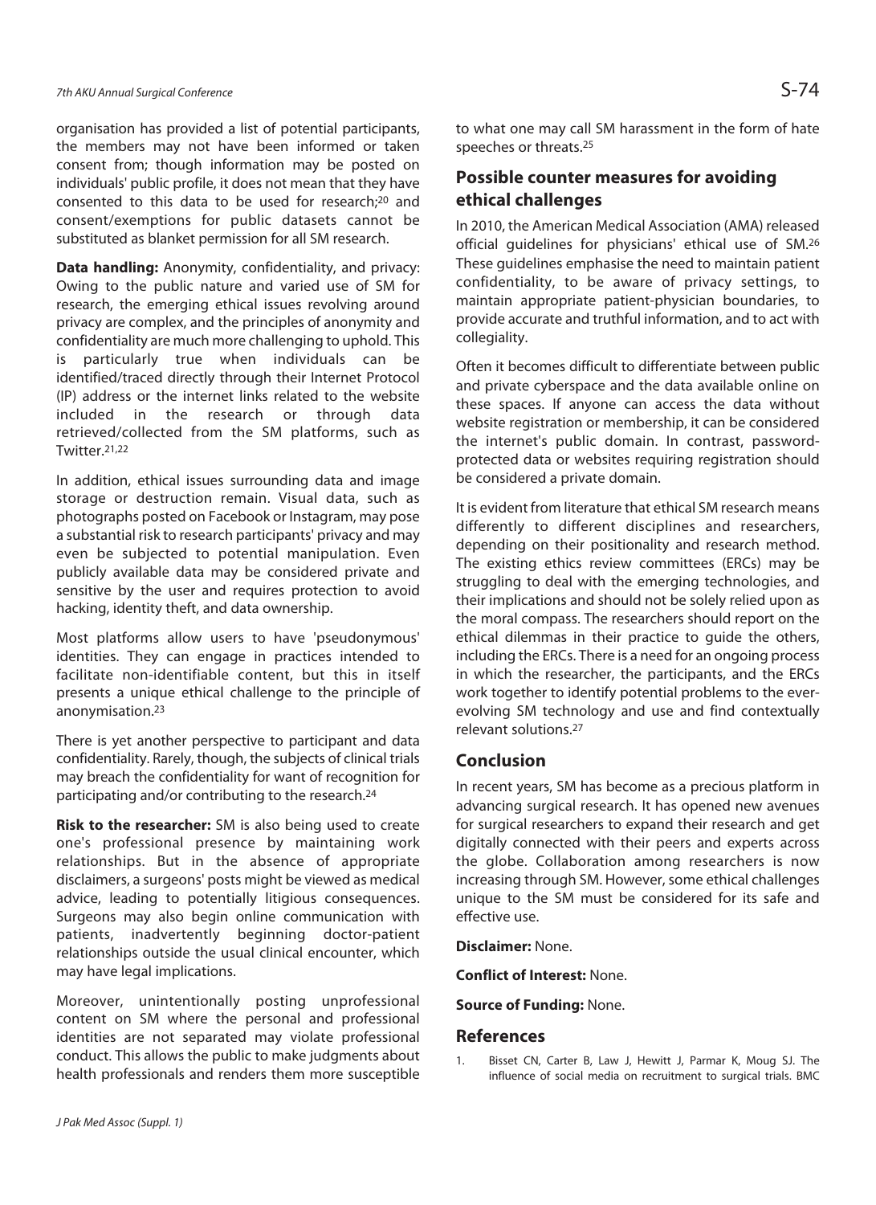organisation has provided a list of potential participants, the members may not have been informed or taken consent from; though information may be posted on individuals' public profile, it does not mean that they have consented to this data to be used for research;[20] and consent/exemptions for public datasets cannot be substituted as blanket permission for all SM research.

**Data handling:** Anonymity, confidentiality, and privacy: Owing to the public nature and varied use of SM for research, the emerging ethical issues revolving around privacy are complex, and the principles of anonymity and confidentiality are much more challenging to uphold. This is particularly true when individuals can be identified/traced directly through their Internet Protocol (IP) address or the internet links related to the website included in the research or through data retrieved/collected from the SM platforms, such as Twitter.[21,22]

In addition, ethical issues surrounding data and image storage or destruction remain. Visual data, such as photographs posted on Facebook or Instagram, may pose a substantial risk to research participants' privacy and may even be subjected to potential manipulation. Even publicly available data may be considered private and sensitive by the user and requires protection to avoid hacking, identity theft, and data ownership.

Most platforms allow users to have 'pseudonymous' identities. They can engage in practices intended to facilitate non-identifiable content, but this in itself presents a unique ethical challenge to the principle of anonymisation.[23]

There is yet another perspective to participant and data confidentiality. Rarely, though, the subjects of clinical trials may breach the confidentiality for want of recognition for participating and/or contributing to the research.[24]

**Risk to the researcher:** SM is also being used to create one's professional presence by maintaining work relationships. But in the absence of appropriate disclaimers, a surgeons' posts might be viewed as medical advice, leading to potentially litigious consequences. Surgeons may also begin online communication with patients, inadvertently beginning doctor-patient relationships outside the usual clinical encounter, which may have legal implications.

Moreover, unintentionally posting unprofessional content on SM where the personal and professional identities are not separated may violate professional conduct. This allows the public to make judgments about health professionals and renders them more susceptible to what one may call SM harassment in the form of hate speeches or threats.[25]

## Possible counter measures for avoiding ethical challenges

In 2010, the American Medical Association (AMA) released official guidelines for physicians' ethical use of SM.[26] These guidelines emphasise the need to maintain patient confidentiality, to be aware of privacy settings, to maintain appropriate patient-physician boundaries, to provide accurate and truthful information, and to act with collegiality.

Often it becomes difficult to differentiate between public and private cyberspace and the data available online on these spaces. If anyone can access the data without website registration or membership, it can be considered the internet's public domain. In contrast, password-protected data or websites requiring registration should be considered a private domain.

It is evident from literature that ethical SM research means differently to different disciplines and researchers, depending on their positionality and research method. The existing ethics review committees (ERCs) may be struggling to deal with the emerging technologies, and their implications and should not be solely relied upon as the moral compass. The researchers should report on the ethical dilemmas in their practice to guide the others, including the ERCs. There is a need for an ongoing process in which the researcher, the participants, and the ERCs work together to identify potential problems to the ever-evolving SM technology and use and find contextually relevant solutions.[27]

## Conclusion

In recent years, SM has become as a precious platform in advancing surgical research. It has opened new avenues for surgical researchers to expand their research and get digitally connected with their peers and experts across the globe. Collaboration among researchers is now increasing through SM. However, some ethical challenges unique to the SM must be considered for its safe and effective use.

**Disclaimer:** None.

**Conflict of Interest:** None.

**Source of Funding:** None.

## References

1. Bisset CN, Carter B, Law J, Hewitt J, Parmar K, Moug SJ. The influence of social media on recruitment to surgical trials. BMC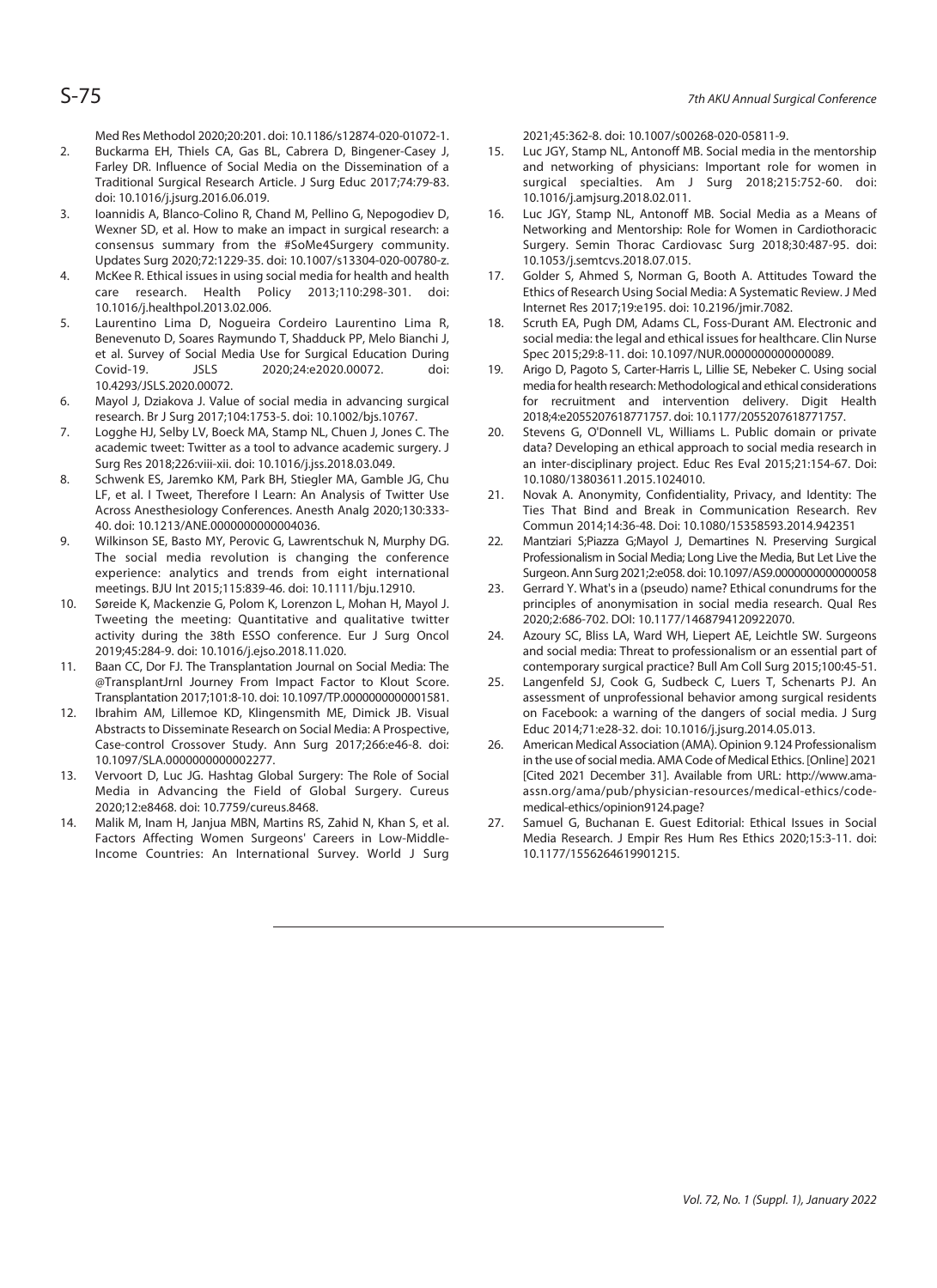Med Res Methodol 2020;20:201. doi: 10.1186/s12874-020-01072-1.

2. Buckarma EH, Thiels CA, Gas BL, Cabrera D, Bingener-Casey J, Farley DR. Influence of Social Media on the Dissemination of a Traditional Surgical Research Article. J Surg Educ 2017;74:79-83. doi: 10.1016/j.jsurg.2016.06.019.
3. Ioannidis A, Blanco-Colino R, Chand M, Pellino G, Nepogodiev D, Wexner SD, et al. How to make an impact in surgical research: a consensus summary from the #SoMe4Surgery community. Updates Surg 2020;72:1229-35. doi: 10.1007/s13304-020-00780-z.
4. McKee R. Ethical issues in using social media for health and health care research. Health Policy 2013;110:298-301. doi: 10.1016/j.healthpol.2013.02.006.
5. Laurentino Lima D, Nogueira Cordeiro Laurentino Lima R, Benevenuto D, Soares Raymundo T, Shadduck PP, Melo Bianchi J, et al. Survey of Social Media Use for Surgical Education During Covid-19. JSLS 2020;24:e2020.00072. doi: 10.4293/JSLS.2020.00072.
6. Mayol J, Dziakova J. Value of social media in advancing surgical research. Br J Surg 2017;104:1753-5. doi: 10.1002/bjs.10767.
7. Logghe HJ, Selby LV, Boeck MA, Stamp NL, Chuen J, Jones C. The academic tweet: Twitter as a tool to advance academic surgery. J Surg Res 2018;226:viii-xii. doi: 10.1016/j.jss.2018.03.049.
8. Schwenk ES, Jaremko KM, Park BH, Stiegler MA, Gamble JG, Chu LF, et al. I Tweet, Therefore I Learn: An Analysis of Twitter Use Across Anesthesiology Conferences. Anesth Analg 2020;130:333-40. doi: 10.1213/ANE.0000000000004036.
9. Wilkinson SE, Basto MY, Perovic G, Lawrentschuk N, Murphy DG. The social media revolution is changing the conference experience: analytics and trends from eight international meetings. BJU Int 2015;115:839-46. doi: 10.1111/bju.12910.
10. Søreide K, Mackenzie G, Polom K, Lorenzon L, Mohan H, Mayol J. Tweeting the meeting: Quantitative and qualitative twitter activity during the 38th ESSO conference. Eur J Surg Oncol 2019;45:284-9. doi: 10.1016/j.ejso.2018.11.020.
11. Baan CC, Dor FJ. The Transplantation Journal on Social Media: The @TransplantJrnl Journey From Impact Factor to Klout Score. Transplantation 2017;101:8-10. doi: 10.1097/TP.0000000000001581.
12. Ibrahim AM, Lillemoe KD, Klingensmith ME, Dimick JB. Visual Abstracts to Disseminate Research on Social Media: A Prospective, Case-control Crossover Study. Ann Surg 2017;266:e46-8. doi: 10.1097/SLA.0000000000002277.
13. Vervoort D, Luc JG. Hashtag Global Surgery: The Role of Social Media in Advancing the Field of Global Surgery. Cureus 2020;12:e8468. doi: 10.7759/cureus.8468.
14. Malik M, Inam H, Janjua MBN, Martins RS, Zahid N, Khan S, et al. Factors Affecting Women Surgeons' Careers in Low-Middle-Income Countries: An International Survey. World J Surg 2021;45:362-8. doi: 10.1007/s00268-020-05811-9.
15. Luc JGY, Stamp NL, Antonoff MB. Social media in the mentorship and networking of physicians: Important role for women in surgical specialties. Am J Surg 2018;215:752-60. doi: 10.1016/j.amjsurg.2018.02.011.
16. Luc JGY, Stamp NL, Antonoff MB. Social Media as a Means of Networking and Mentorship: Role for Women in Cardiothoracic Surgery. Semin Thorac Cardiovasc Surg 2018;30:487-95. doi: 10.1053/j.semtcvs.2018.07.015.
17. Golder S, Ahmed S, Norman G, Booth A. Attitudes Toward the Ethics of Research Using Social Media: A Systematic Review. J Med Internet Res 2017;19:e195. doi: 10.2196/jmir.7082.
18. Scruth EA, Pugh DM, Adams CL, Foss-Durant AM. Electronic and social media: the legal and ethical issues for healthcare. Clin Nurse Spec 2015;29:8-11. doi: 10.1097/NUR.0000000000000089.
19. Arigo D, Pagoto S, Carter-Harris L, Lillie SE, Nebeker C. Using social media for health research: Methodological and ethical considerations for recruitment and intervention delivery. Digit Health 2018;4:e2055207618771757. doi: 10.1177/2055207618771757.
20. Stevens G, O'Donnell VL, Williams L. Public domain or private data? Developing an ethical approach to social media research in an inter-disciplinary project. Educ Res Eval 2015;21:154-67. Doi: 10.1080/13803611.2015.1024010.
21. Novak A. Anonymity, Confidentiality, Privacy, and Identity: The Ties That Bind and Break in Communication Research. Rev Commun 2014;14:36-48. Doi: 10.1080/15358593.2014.942351
22. Mantziari S;Piazza G;Mayol J, Demartines N. Preserving Surgical Professionalism in Social Media; Long Live the Media, But Let Live the Surgeon. Ann Surg 2021;2:e058. doi: 10.1097/AS9.0000000000000058
23. Gerrard Y. What's in a (pseudo) name? Ethical conundrums for the principles of anonymisation in social media research. Qual Res 2020;2:686-702. DOI: 10.1177/1468794120922070.
24. Azoury SC, Bliss LA, Ward WH, Liepert AE, Leichtle SW. Surgeons and social media: Threat to professionalism or an essential part of contemporary surgical practice? Bull Am Coll Surg 2015;100:45-51.
25. Langenfeld SJ, Cook G, Sudbeck C, Luers T, Schenarts PJ. An assessment of unprofessional behavior among surgical residents on Facebook: a warning of the dangers of social media. J Surg Educ 2014;71:e28-32. doi: 10.1016/j.jsurg.2014.05.013.
26. American Medical Association (AMA). Opinion 9.124 Professionalism in the use of social media. AMA Code of Medical Ethics. [Online] 2021 [Cited 2021 December 31]. Available from URL: http://www.ama-assn.org/ama/pub/physician-resources/medical-ethics/code-medical-ethics/opinion9124.page?
27. Samuel G, Buchanan E. Guest Editorial: Ethical Issues in Social Media Research. J Empir Res Hum Res Ethics 2020;15:3-11. doi: 10.1177/1556264619901215.